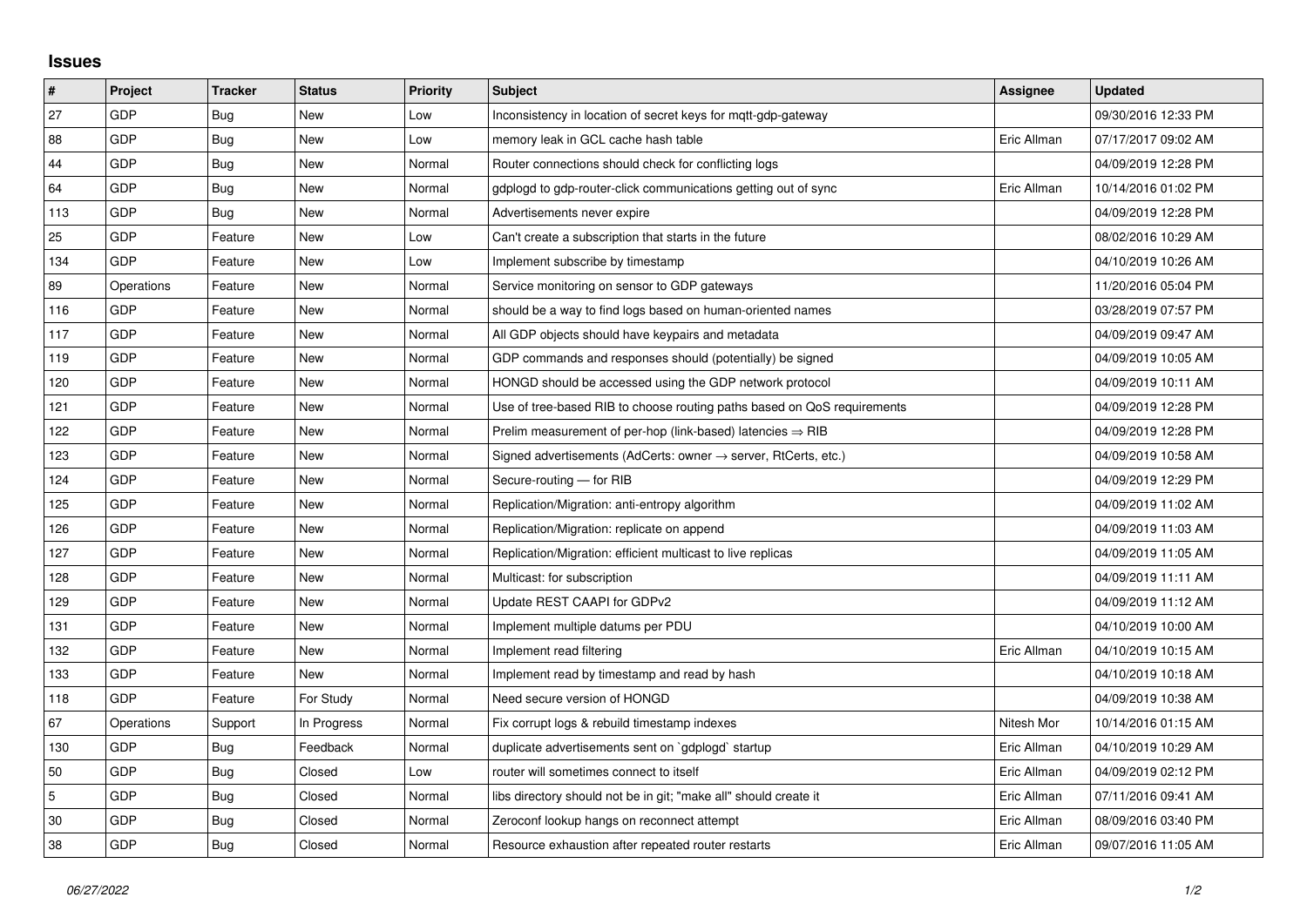## Issues

| # | Project | Tracker | Status | Priority | Subject | Assignee | Updated |
|---|---|---|---|---|---|---|---|
| 27 | GDP | Bug | New | Low | Inconsistency in location of secret keys for mqtt-gdp-gateway | | 09/30/2016 12:33 PM |
| 88 | GDP | Bug | New | Low | memory leak in GCL cache hash table | Eric Allman | 07/17/2017 09:02 AM |
| 44 | GDP | Bug | New | Normal | Router connections should check for conflicting logs | | 04/09/2019 12:28 PM |
| 64 | GDP | Bug | New | Normal | gdplogd to gdp-router-click communications getting out of sync | Eric Allman | 10/14/2016 01:02 PM |
| 113 | GDP | Bug | New | Normal | Advertisements never expire | | 04/09/2019 12:28 PM |
| 25 | GDP | Feature | New | Low | Can't create a subscription that starts in the future | | 08/02/2016 10:29 AM |
| 134 | GDP | Feature | New | Low | Implement subscribe by timestamp | | 04/10/2019 10:26 AM |
| 89 | Operations | Feature | New | Normal | Service monitoring on sensor to GDP gateways | | 11/20/2016 05:04 PM |
| 116 | GDP | Feature | New | Normal | should be a way to find logs based on human-oriented names | | 03/28/2019 07:57 PM |
| 117 | GDP | Feature | New | Normal | All GDP objects should have keypairs and metadata | | 04/09/2019 09:47 AM |
| 119 | GDP | Feature | New | Normal | GDP commands and responses should (potentially) be signed | | 04/09/2019 10:05 AM |
| 120 | GDP | Feature | New | Normal | HONGD should be accessed using the GDP network protocol | | 04/09/2019 10:11 AM |
| 121 | GDP | Feature | New | Normal | Use of tree-based RIB to choose routing paths based on QoS requirements | | 04/09/2019 12:28 PM |
| 122 | GDP | Feature | New | Normal | Prelim measurement of per-hop (link-based) latencies ⇒ RIB | | 04/09/2019 12:28 PM |
| 123 | GDP | Feature | New | Normal | Signed advertisements (AdCerts: owner → server, RtCerts, etc.) | | 04/09/2019 10:58 AM |
| 124 | GDP | Feature | New | Normal | Secure-routing — for RIB | | 04/09/2019 12:29 PM |
| 125 | GDP | Feature | New | Normal | Replication/Migration: anti-entropy algorithm | | 04/09/2019 11:02 AM |
| 126 | GDP | Feature | New | Normal | Replication/Migration: replicate on append | | 04/09/2019 11:03 AM |
| 127 | GDP | Feature | New | Normal | Replication/Migration: efficient multicast to live replicas | | 04/09/2019 11:05 AM |
| 128 | GDP | Feature | New | Normal | Multicast: for subscription | | 04/09/2019 11:11 AM |
| 129 | GDP | Feature | New | Normal | Update REST CAAPI for GDPv2 | | 04/09/2019 11:12 AM |
| 131 | GDP | Feature | New | Normal | Implement multiple datums per PDU | | 04/10/2019 10:00 AM |
| 132 | GDP | Feature | New | Normal | Implement read filtering | Eric Allman | 04/10/2019 10:15 AM |
| 133 | GDP | Feature | New | Normal | Implement read by timestamp and read by hash | | 04/10/2019 10:18 AM |
| 118 | GDP | Feature | For Study | Normal | Need secure version of HONGD | | 04/09/2019 10:38 AM |
| 67 | Operations | Support | In Progress | Normal | Fix corrupt logs & rebuild timestamp indexes | Nitesh Mor | 10/14/2016 01:15 AM |
| 130 | GDP | Bug | Feedback | Normal | duplicate advertisements sent on `gdplogd` startup | Eric Allman | 04/10/2019 10:29 AM |
| 50 | GDP | Bug | Closed | Low | router will sometimes connect to itself | Eric Allman | 04/09/2019 02:12 PM |
| 5 | GDP | Bug | Closed | Normal | libs directory should not be in git; "make all" should create it | Eric Allman | 07/11/2016 09:41 AM |
| 30 | GDP | Bug | Closed | Normal | Zeroconf lookup hangs on reconnect attempt | Eric Allman | 08/09/2016 03:40 PM |
| 38 | GDP | Bug | Closed | Normal | Resource exhaustion after repeated router restarts | Eric Allman | 09/07/2016 11:05 AM |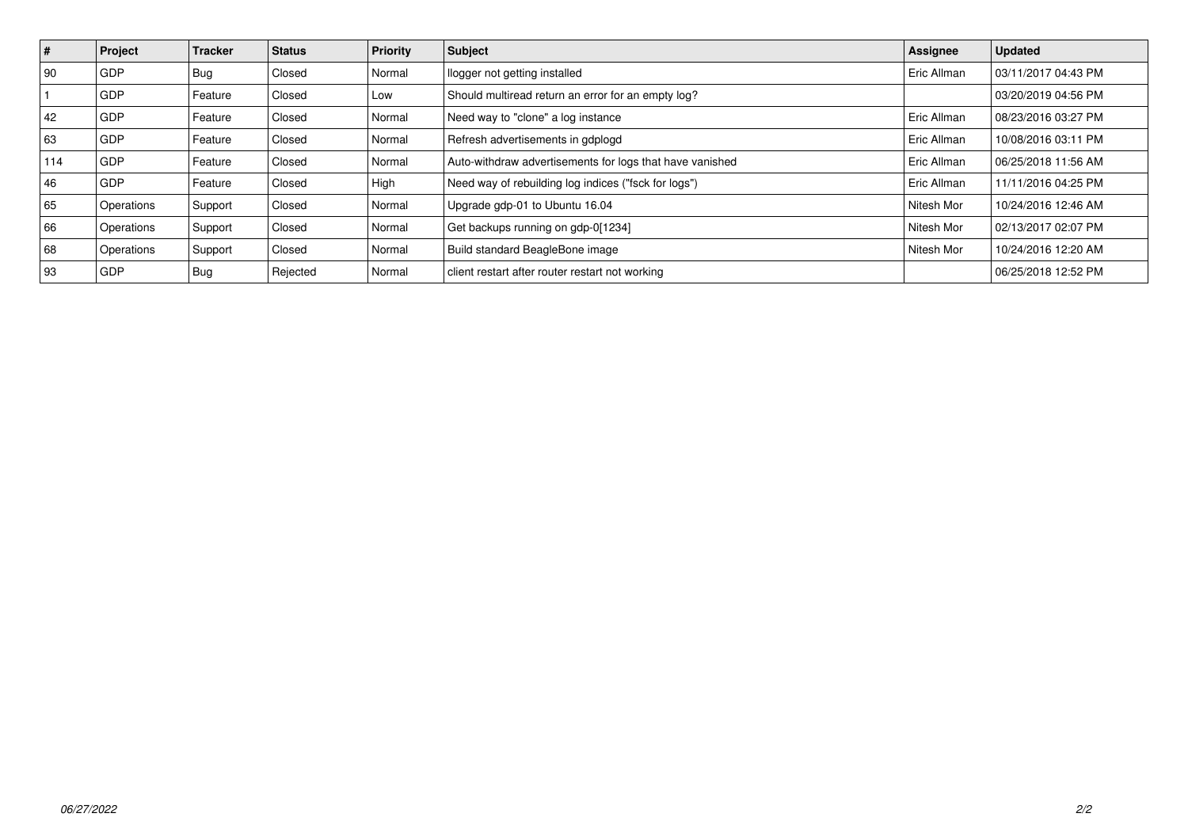| # | Project | Tracker | Status | Priority | Subject | Assignee | Updated |
|---|---|---|---|---|---|---|---|
| 90 | GDP | Bug | Closed | Normal | llogger not getting installed | Eric Allman | 03/11/2017 04:43 PM |
| 1 | GDP | Feature | Closed | Low | Should multiread return an error for an empty log? | | 03/20/2019 04:56 PM |
| 42 | GDP | Feature | Closed | Normal | Need way to "clone" a log instance | Eric Allman | 08/23/2016 03:27 PM |
| 63 | GDP | Feature | Closed | Normal | Refresh advertisements in gdplogd | Eric Allman | 10/08/2016 03:11 PM |
| 114 | GDP | Feature | Closed | Normal | Auto-withdraw advertisements for logs that have vanished | Eric Allman | 06/25/2018 11:56 AM |
| 46 | GDP | Feature | Closed | High | Need way of rebuilding log indices ("fsck for logs") | Eric Allman | 11/11/2016 04:25 PM |
| 65 | Operations | Support | Closed | Normal | Upgrade gdp-01 to Ubuntu 16.04 | Nitesh Mor | 10/24/2016 12:46 AM |
| 66 | Operations | Support | Closed | Normal | Get backups running on gdp-0[1234] | Nitesh Mor | 02/13/2017 02:07 PM |
| 68 | Operations | Support | Closed | Normal | Build standard BeagleBone image | Nitesh Mor | 10/24/2016 12:20 AM |
| 93 | GDP | Bug | Rejected | Normal | client restart after router restart not working | | 06/25/2018 12:52 PM |